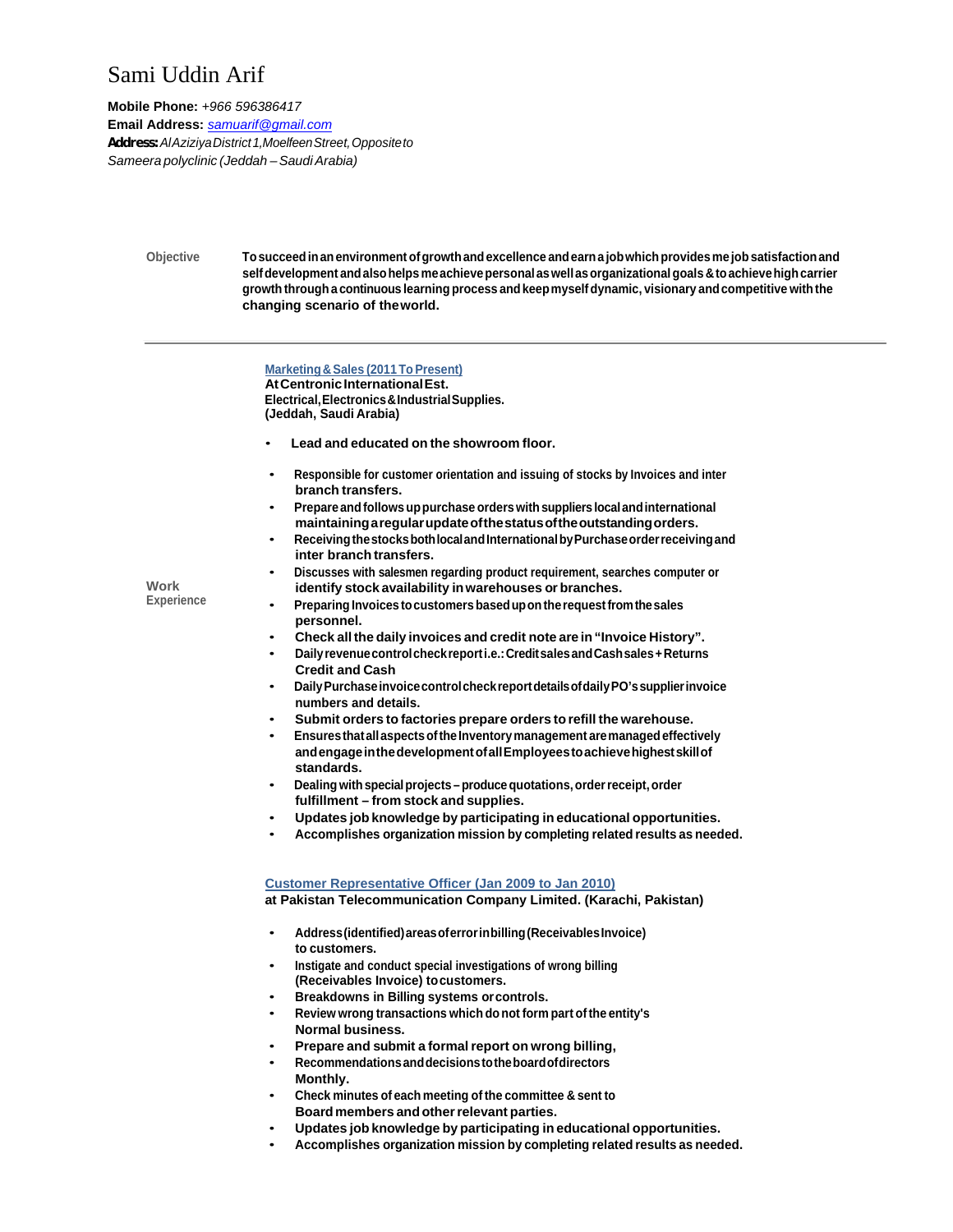# Sami Uddin Arif

**Mobile Phone:** *+966 596386417*
**Email Address:** *samuarif@gmail.com*
**Address:** *Al Aziziya District 1, Moelfeen Street, Opposite to Sameera polyclinic (Jeddah – Saudi Arabia)*

**Objective**

**To succeed in an environment of growth and excellence and earn a job which provides me job satisfaction and self development and also helps me achieve personal as well as organizational goals & to achieve high carrier growth through a continuous learning process and keep myself dynamic, visionary and competitive with the changing scenario of the world.**

---

**Work Experience**

**Marketing & Sales (2011 To Present)**
**At Centronic International Est.**
**Electrical, Electronics & Industrial Supplies.**
**(Jeddah, Saudi Arabia)**

- **Lead and educated on the showroom floor.**

- **Responsible for customer orientation and issuing of stocks by Invoices and inter branch transfers.**
- **Prepare and follows up purchase orders with suppliers local and international maintaining a regular update of the status of the outstanding orders.**
- **Receiving the stocks both local and International by Purchase order receiving and inter branch transfers.**
- **Discusses with salesmen regarding product requirement, searches computer or identify stock availability in warehouses or branches.**
- **Preparing Invoices to customers based up on the request from the sales personnel.**
- **Check all the daily invoices and credit note are in "Invoice History".**
- **Daily revenue control check report i.e.: Credit sales and Cash sales + Returns Credit and Cash**
- **Daily Purchase invoice control check report details of daily PO's supplier invoice numbers and details.**
- **Submit orders to factories prepare orders to refill the warehouse.**
- **Ensures that all aspects of the Inventory management are managed effectively and engage in the development of all Employees to achieve highest skill of standards.**
- **Dealing with special projects – produce quotations, order receipt, order fulfillment – from stock and supplies.**
- **Updates job knowledge by participating in educational opportunities.**
- **Accomplishes organization mission by completing related results as needed.**

**Customer Representative Officer (Jan 2009 to Jan 2010)**
**at Pakistan Telecommunication Company Limited. (Karachi, Pakistan)**

- **Address (identified) areas of error in billing (Receivables Invoice) to customers.**
- **Instigate and conduct special investigations of wrong billing (Receivables Invoice) to customers.**
- **Breakdowns in Billing systems or controls.**
- **Review wrong transactions which do not form part of the entity's Normal business.**
- **Prepare and submit a formal report on wrong billing,**
- **Recommendations and decisions to the board of directors Monthly.**
- **Check minutes of each meeting of the committee & sent to Board members and other relevant parties.**
- **Updates job knowledge by participating in educational opportunities.**
- **Accomplishes organization mission by completing related results as needed.**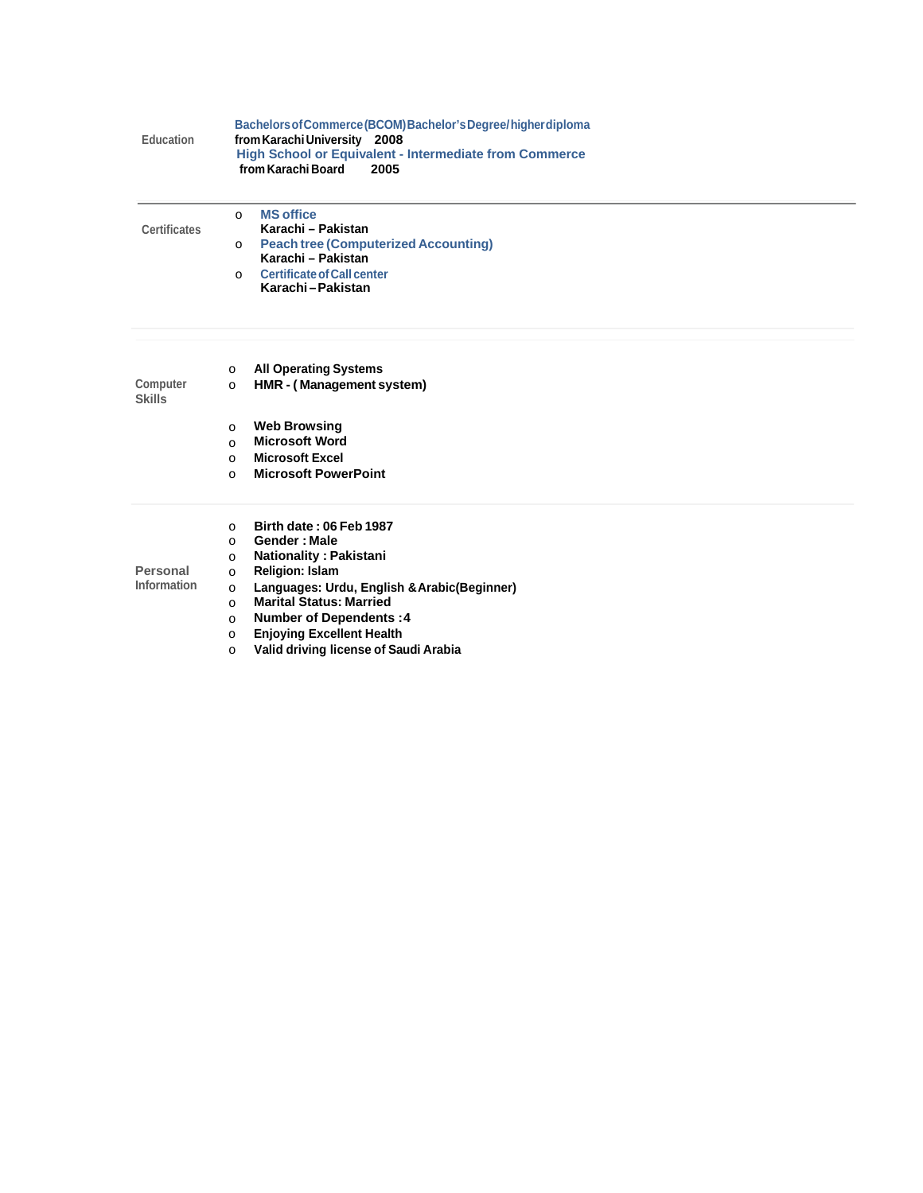## Education

**Bachelors of Commerce (BCOM) Bachelor's Degree/ higher diploma**
**from Karachi University 2008**
**High School or Equivalent - Intermediate from Commerce**
**from Karachi Board 2005**

---

## Certificates

- **MS office**
  **Karachi – Pakistan**
- **Peach tree (Computerized Accounting)**
  **Karachi – Pakistan**
- **Certificate of Call center**
  **Karachi – Pakistan**

---

## Computer Skills

- **All Operating Systems**
- **HMR - ( Management system)**
- **Web Browsing**
- **Microsoft Word**
- **Microsoft Excel**
- **Microsoft PowerPoint**

---

## Personal Information

- **Birth date : 06 Feb 1987**
- **Gender : Male**
- **Nationality : Pakistani**
- **Religion: Islam**
- **Languages: Urdu, English & Arabic(Beginner)**
- **Marital Status: Married**
- **Number of Dependents :4**
- **Enjoying Excellent Health**
- **Valid driving license of Saudi Arabia**